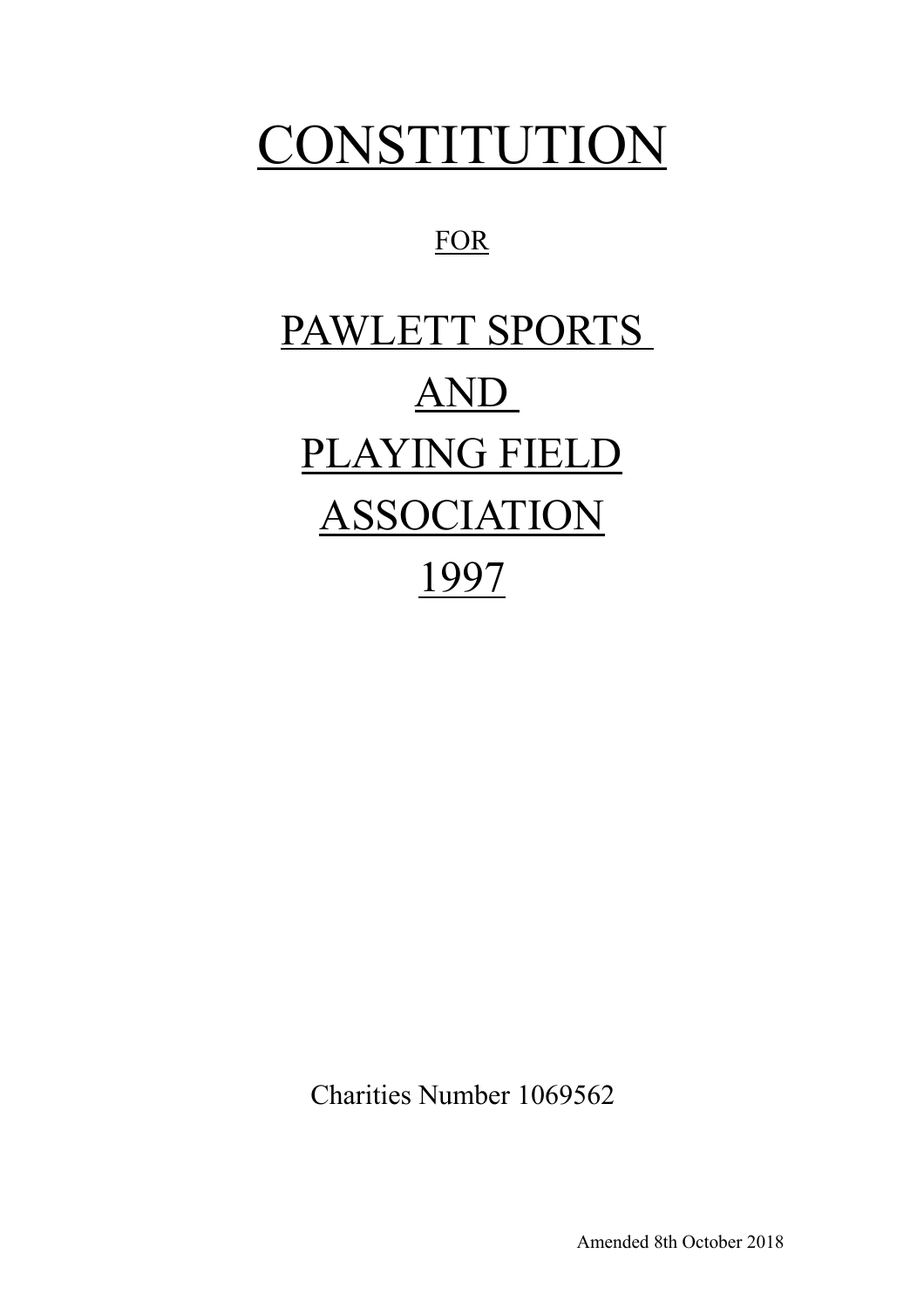# CONSTITUTION

FOR

# PAWLETT SPORTS AND PLAYING FIELD ASSOCIATION 1997

Charities Number 1069562

Amended 8th October 2018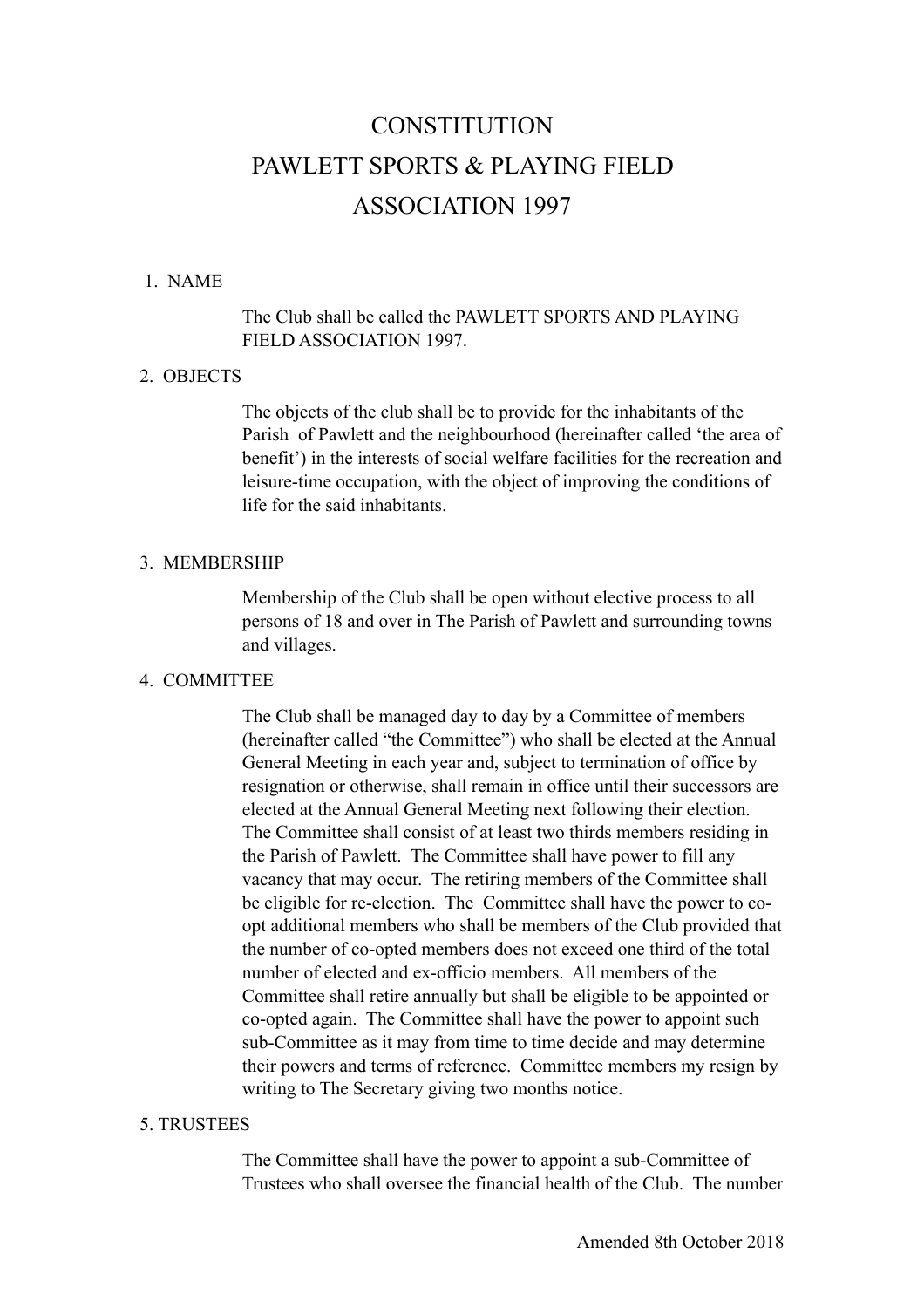# CONSTITUTION
# PAWLETT SPORTS & PLAYING FIELD
# ASSOCIATION 1997

1. NAME

The Club shall be called the PAWLETT SPORTS AND PLAYING FIELD ASSOCIATION 1997.

2. OBJECTS

The objects of the club shall be to provide for the inhabitants of the Parish of Pawlett and the neighbourhood (hereinafter called 'the area of benefit') in the interests of social welfare facilities for the recreation and leisure-time occupation, with the object of improving the conditions of life for the said inhabitants.

3. MEMBERSHIP

Membership of the Club shall be open without elective process to all persons of 18 and over in The Parish of Pawlett and surrounding towns and villages.

4. COMMITTEE

The Club shall be managed day to day by a Committee of members (hereinafter called "the Committee") who shall be elected at the Annual General Meeting in each year and, subject to termination of office by resignation or otherwise, shall remain in office until their successors are elected at the Annual General Meeting next following their election. The Committee shall consist of at least two thirds members residing in the Parish of Pawlett. The Committee shall have power to fill any vacancy that may occur. The retiring members of the Committee shall be eligible for re-election. The Committee shall have the power to co-opt additional members who shall be members of the Club provided that the number of co-opted members does not exceed one third of the total number of elected and ex-officio members. All members of the Committee shall retire annually but shall be eligible to be appointed or co-opted again. The Committee shall have the power to appoint such sub-Committee as it may from time to time decide and may determine their powers and terms of reference. Committee members my resign by writing to The Secretary giving two months notice.

5. TRUSTEES

The Committee shall have the power to appoint a sub-Committee of Trustees who shall oversee the financial health of the Club. The number

Amended 8th October 2018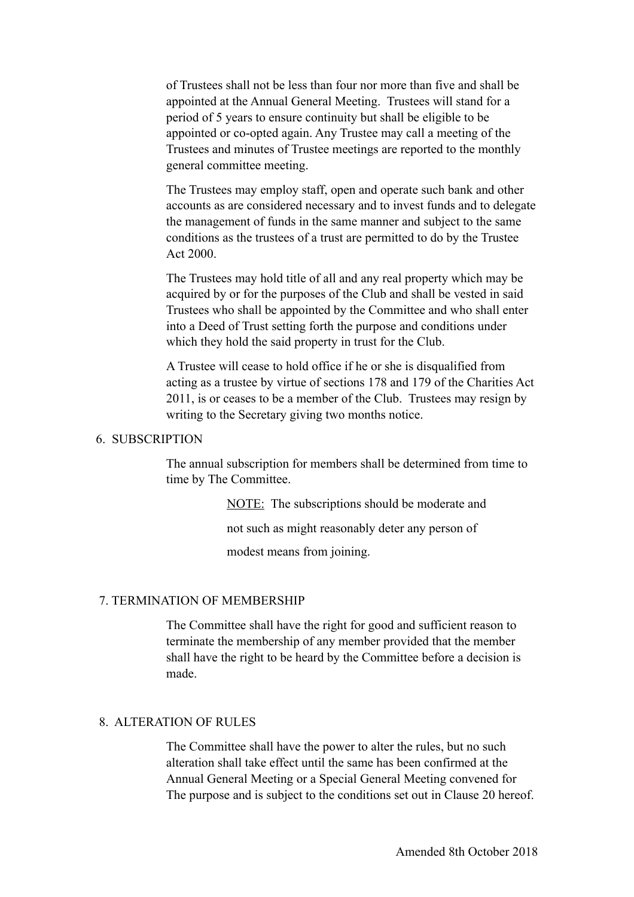of Trustees shall not be less than four nor more than five and shall be appointed at the Annual General Meeting. Trustees will stand for a period of 5 years to ensure continuity but shall be eligible to be appointed or co-opted again. Any Trustee may call a meeting of the Trustees and minutes of Trustee meetings are reported to the monthly general committee meeting.

The Trustees may employ staff, open and operate such bank and other accounts as are considered necessary and to invest funds and to delegate the management of funds in the same manner and subject to the same conditions as the trustees of a trust are permitted to do by the Trustee Act 2000.

The Trustees may hold title of all and any real property which may be acquired by or for the purposes of the Club and shall be vested in said Trustees who shall be appointed by the Committee and who shall enter into a Deed of Trust setting forth the purpose and conditions under which they hold the said property in trust for the Club.

A Trustee will cease to hold office if he or she is disqualified from acting as a trustee by virtue of sections 178 and 179 of the Charities Act 2011, is or ceases to be a member of the Club. Trustees may resign by writing to the Secretary giving two months notice.

## 6. SUBSCRIPTION

The annual subscription for members shall be determined from time to time by The Committee.

> NOTE: The subscriptions should be moderate and not such as might reasonably deter any person of modest means from joining.

## 7. TERMINATION OF MEMBERSHIP

The Committee shall have the right for good and sufficient reason to terminate the membership of any member provided that the member shall have the right to be heard by the Committee before a decision is made.

## 8. ALTERATION OF RULES

The Committee shall have the power to alter the rules, but no such alteration shall take effect until the same has been confirmed at the Annual General Meeting or a Special General Meeting convened for The purpose and is subject to the conditions set out in Clause 20 hereof.

Amended 8th October 2018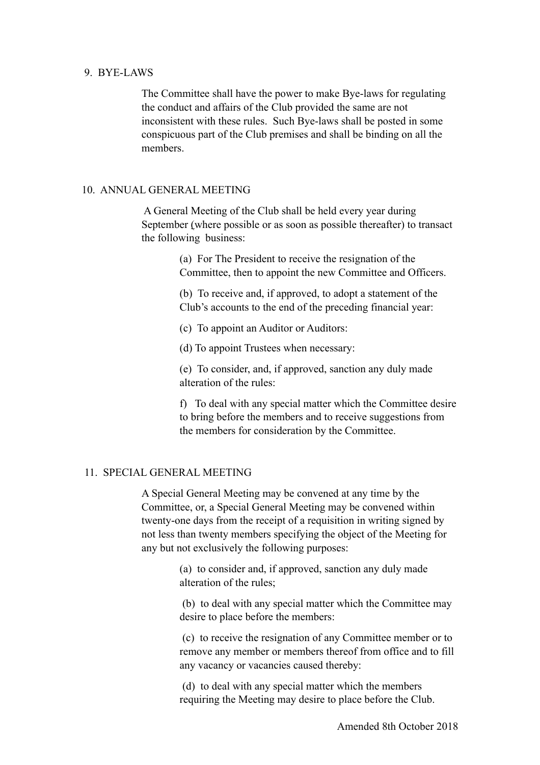## 9. BYE-LAWS

The Committee shall have the power to make Bye-laws for regulating the conduct and affairs of the Club provided the same are not inconsistent with these rules. Such Bye-laws shall be posted in some conspicuous part of the Club premises and shall be binding on all the members.

## 10. ANNUAL GENERAL MEETING

A General Meeting of the Club shall be held every year during September (where possible or as soon as possible thereafter) to transact the following business:

(a) For The President to receive the resignation of the Committee, then to appoint the new Committee and Officers.

(b) To receive and, if approved, to adopt a statement of the Club's accounts to the end of the preceding financial year:

(c) To appoint an Auditor or Auditors:

(d) To appoint Trustees when necessary:

(e) To consider, and, if approved, sanction any duly made alteration of the rules:

f) To deal with any special matter which the Committee desire to bring before the members and to receive suggestions from the members for consideration by the Committee.

## 11. SPECIAL GENERAL MEETING

A Special General Meeting may be convened at any time by the Committee, or, a Special General Meeting may be convened within twenty-one days from the receipt of a requisition in writing signed by not less than twenty members specifying the object of the Meeting for any but not exclusively the following purposes:

(a) to consider and, if approved, sanction any duly made alteration of the rules;

(b) to deal with any special matter which the Committee may desire to place before the members:

(c) to receive the resignation of any Committee member or to remove any member or members thereof from office and to fill any vacancy or vacancies caused thereby:

(d) to deal with any special matter which the members requiring the Meeting may desire to place before the Club.

Amended 8th October 2018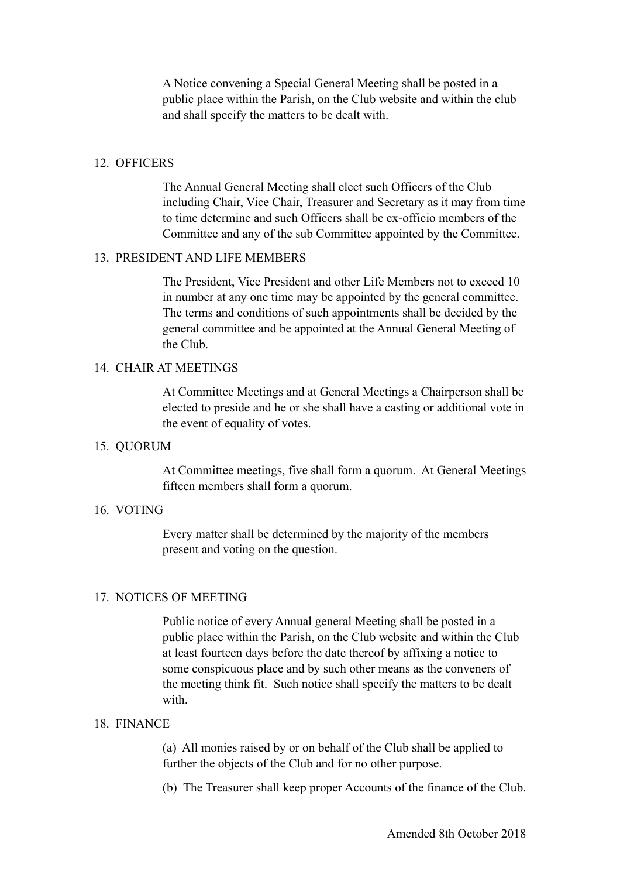A Notice convening a Special General Meeting shall be posted in a public place within the Parish, on the Club website and within the club and shall specify the matters to be dealt with.

## 12. OFFICERS

The Annual General Meeting shall elect such Officers of the Club including Chair, Vice Chair, Treasurer and Secretary as it may from time to time determine and such Officers shall be ex-officio members of the Committee and any of the sub Committee appointed by the Committee.

## 13. PRESIDENT AND LIFE MEMBERS

The President, Vice President and other Life Members not to exceed 10 in number at any one time may be appointed by the general committee. The terms and conditions of such appointments shall be decided by the general committee and be appointed at the Annual General Meeting of the Club.

## 14. CHAIR AT MEETINGS

At Committee Meetings and at General Meetings a Chairperson shall be elected to preside and he or she shall have a casting or additional vote in the event of equality of votes.

## 15. QUORUM

At Committee meetings, five shall form a quorum. At General Meetings fifteen members shall form a quorum.

## 16. VOTING

Every matter shall be determined by the majority of the members present and voting on the question.

## 17. NOTICES OF MEETING

Public notice of every Annual general Meeting shall be posted in a public place within the Parish, on the Club website and within the Club at least fourteen days before the date thereof by affixing a notice to some conspicuous place and by such other means as the conveners of the meeting think fit. Such notice shall specify the matters to be dealt with.

## 18. FINANCE

(a) All monies raised by or on behalf of the Club shall be applied to further the objects of the Club and for no other purpose.

(b) The Treasurer shall keep proper Accounts of the finance of the Club.

Amended 8th October 2018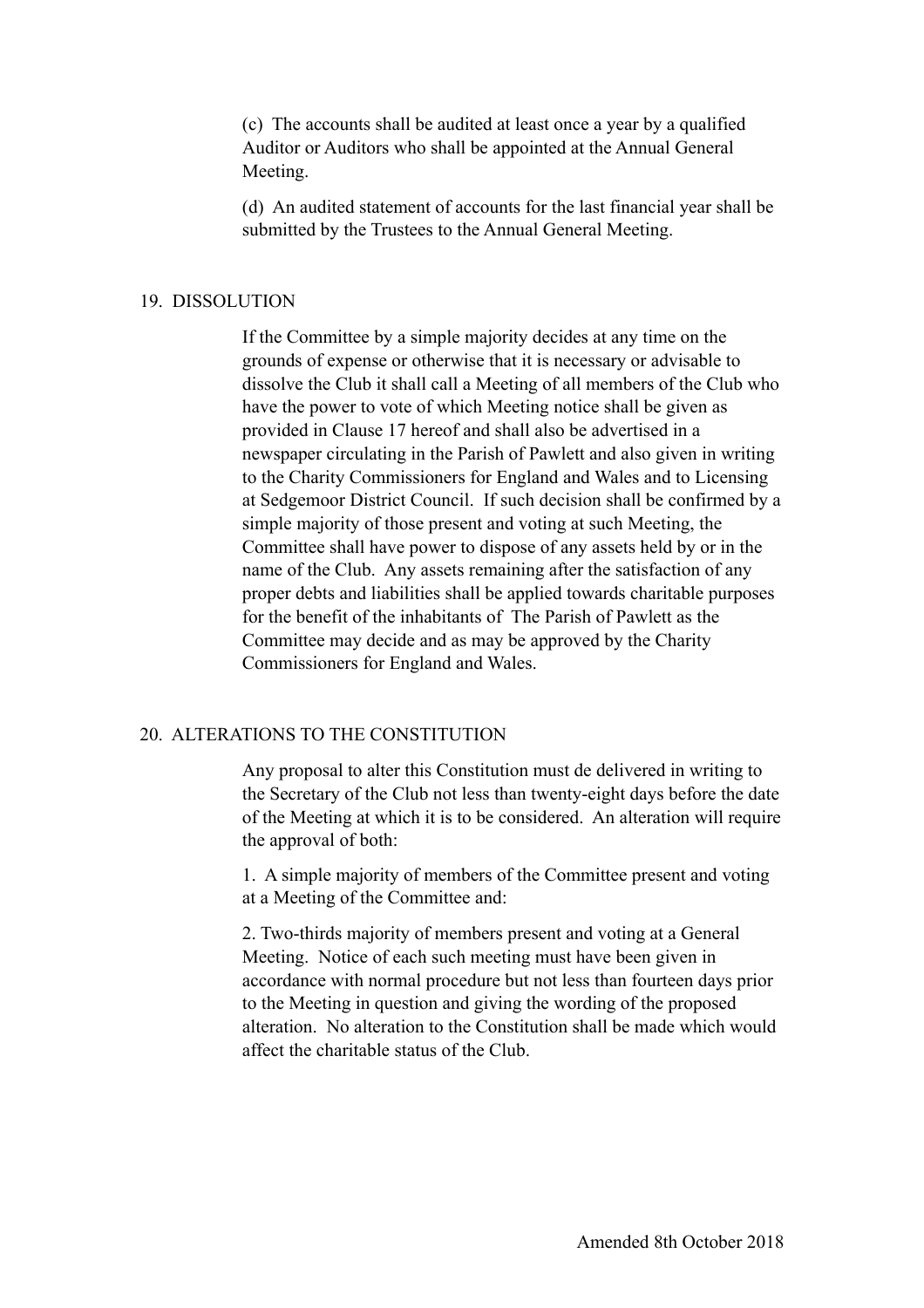(c) The accounts shall be audited at least once a year by a qualified Auditor or Auditors who shall be appointed at the Annual General Meeting.

(d) An audited statement of accounts for the last financial year shall be submitted by the Trustees to the Annual General Meeting.

## 19. DISSOLUTION

If the Committee by a simple majority decides at any time on the grounds of expense or otherwise that it is necessary or advisable to dissolve the Club it shall call a Meeting of all members of the Club who have the power to vote of which Meeting notice shall be given as provided in Clause 17 hereof and shall also be advertised in a newspaper circulating in the Parish of Pawlett and also given in writing to the Charity Commissioners for England and Wales and to Licensing at Sedgemoor District Council. If such decision shall be confirmed by a simple majority of those present and voting at such Meeting, the Committee shall have power to dispose of any assets held by or in the name of the Club. Any assets remaining after the satisfaction of any proper debts and liabilities shall be applied towards charitable purposes for the benefit of the inhabitants of The Parish of Pawlett as the Committee may decide and as may be approved by the Charity Commissioners for England and Wales.

## 20. ALTERATIONS TO THE CONSTITUTION

Any proposal to alter this Constitution must de delivered in writing to the Secretary of the Club not less than twenty-eight days before the date of the Meeting at which it is to be considered. An alteration will require the approval of both:

1. A simple majority of members of the Committee present and voting at a Meeting of the Committee and:

2. Two-thirds majority of members present and voting at a General Meeting. Notice of each such meeting must have been given in accordance with normal procedure but not less than fourteen days prior to the Meeting in question and giving the wording of the proposed alteration. No alteration to the Constitution shall be made which would affect the charitable status of the Club.

Amended 8th October 2018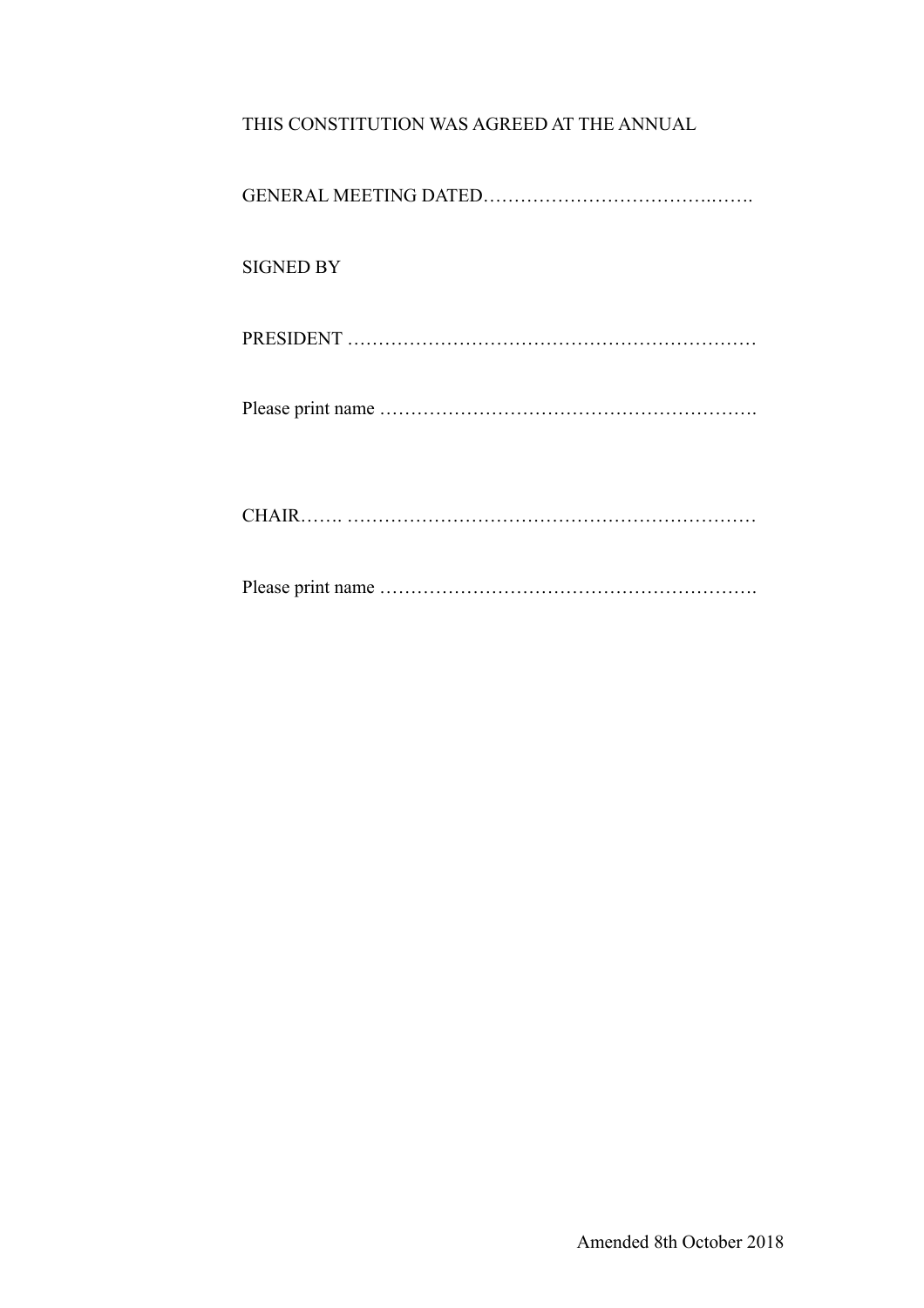THIS CONSTITUTION WAS AGREED AT THE ANNUAL

GENERAL MEETING DATED……………………………….…….

SIGNED BY

PRESIDENT …………………………………………………………

Please print name …………………………………………………….

CHAIR……. …………………………………………………………

Please print name …………………………………………………….

Amended 8th October 2018